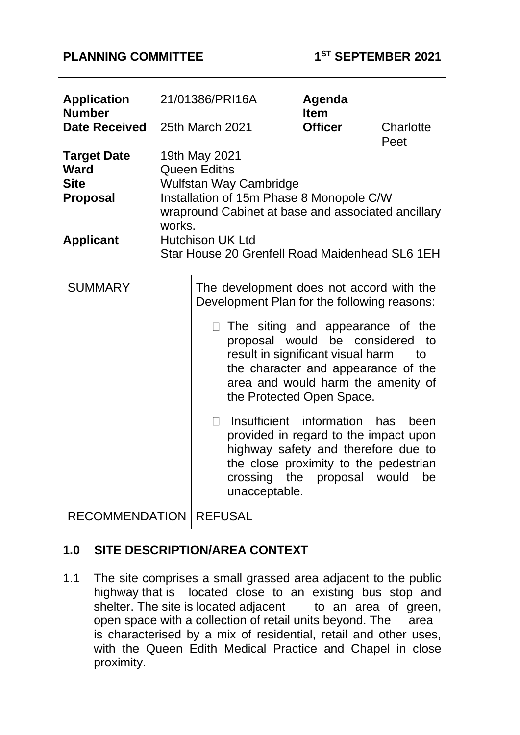**PLANNING COMMITTEE** **1ST SEPTEMBER 2021**

| | | | |
|---|---|---|---|
| **Application Number** | 21/01386/PRI16A | **Agenda Item** | |
| **Date Received** | 25th March 2021 | **Officer** | Charlotte Peet |
| **Target Date** | 19th May 2021 | | |
| **Ward** | Queen Ediths | | |
| **Site** | Wulfstan Way Cambridge | | |
| **Proposal** | Installation of 15m Phase 8 Monopole C/W wrapround Cabinet at base and associated ancillary works. | | |
| **Applicant** | Hutchison UK Ltd<br>Star House 20 Grenfell Road Maidenhead SL6 1EH | | |

| | |
|---|---|
| SUMMARY | The development does not accord with the Development Plan for the following reasons:<br><br>- The siting and appearance of the proposal would be considered to result in significant visual harm to the character and appearance of the area and would harm the amenity of the Protected Open Space.<br><br>- Insufficient information has been provided in regard to the impact upon highway safety and therefore due to the close proximity to the pedestrian crossing the proposal would be unacceptable. |
| RECOMMENDATION | REFUSAL |

## 1.0 SITE DESCRIPTION/AREA CONTEXT

1.1 The site comprises a small grassed area adjacent to the public highway that is located close to an existing bus stop and shelter. The site is located adjacent to an area of green, open space with a collection of retail units beyond. The area is characterised by a mix of residential, retail and other uses, with the Queen Edith Medical Practice and Chapel in close proximity.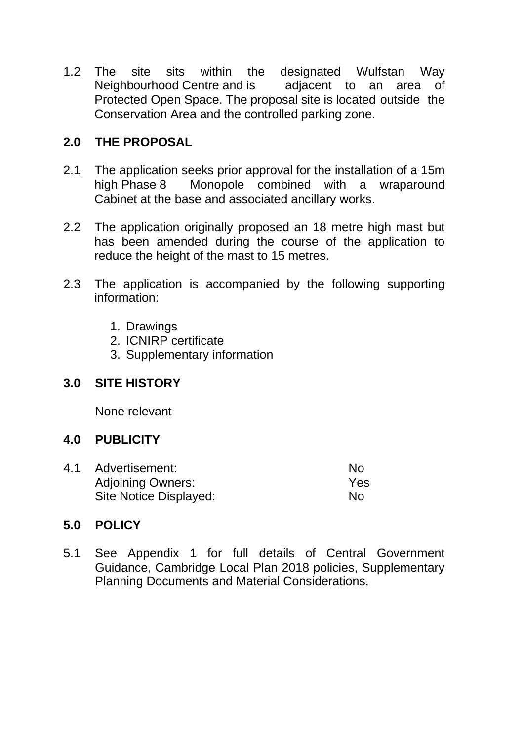1.2 The site sits within the designated Wulfstan Way Neighbourhood Centre and is adjacent to an area of Protected Open Space. The proposal site is located outside the Conservation Area and the controlled parking zone.

## 2.0 THE PROPOSAL

2.1 The application seeks prior approval for the installation of a 15m high Phase 8 Monopole combined with a wraparound Cabinet at the base and associated ancillary works.

2.2 The application originally proposed an 18 metre high mast but has been amended during the course of the application to reduce the height of the mast to 15 metres.

2.3 The application is accompanied by the following supporting information:

1. Drawings
2. ICNIRP certificate
3. Supplementary information

## 3.0 SITE HISTORY

None relevant

## 4.0 PUBLICITY

4.1

| | |
|---|---|
| Advertisement: | No |
| Adjoining Owners: | Yes |
| Site Notice Displayed: | No |

## 5.0 POLICY

5.1 See Appendix 1 for full details of Central Government Guidance, Cambridge Local Plan 2018 policies, Supplementary Planning Documents and Material Considerations.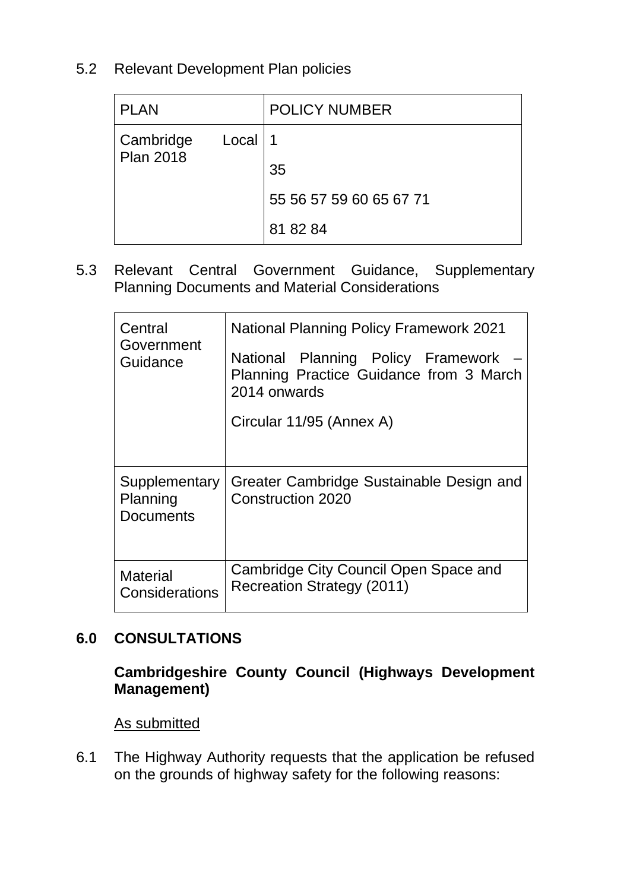5.2 Relevant Development Plan policies

| PLAN | POLICY NUMBER |
| --- | --- |
| Cambridge Local Plan 2018 | 1<br><br>35<br><br>55 56 57 59 60 65 67 71<br><br>81 82 84 |

5.3 Relevant Central Government Guidance, Supplementary Planning Documents and Material Considerations

| | |
| --- | --- |
| Central Government Guidance | National Planning Policy Framework 2021<br><br>National Planning Policy Framework – Planning Practice Guidance from 3 March 2014 onwards<br><br>Circular 11/95 (Annex A) |
| Supplementary Planning Documents | Greater Cambridge Sustainable Design and Construction 2020 |
| Material Considerations | Cambridge City Council Open Space and Recreation Strategy (2011) |

## 6.0 CONSULTATIONS

**Cambridgeshire County Council (Highways Development Management)**

As submitted

6.1 The Highway Authority requests that the application be refused on the grounds of highway safety for the following reasons: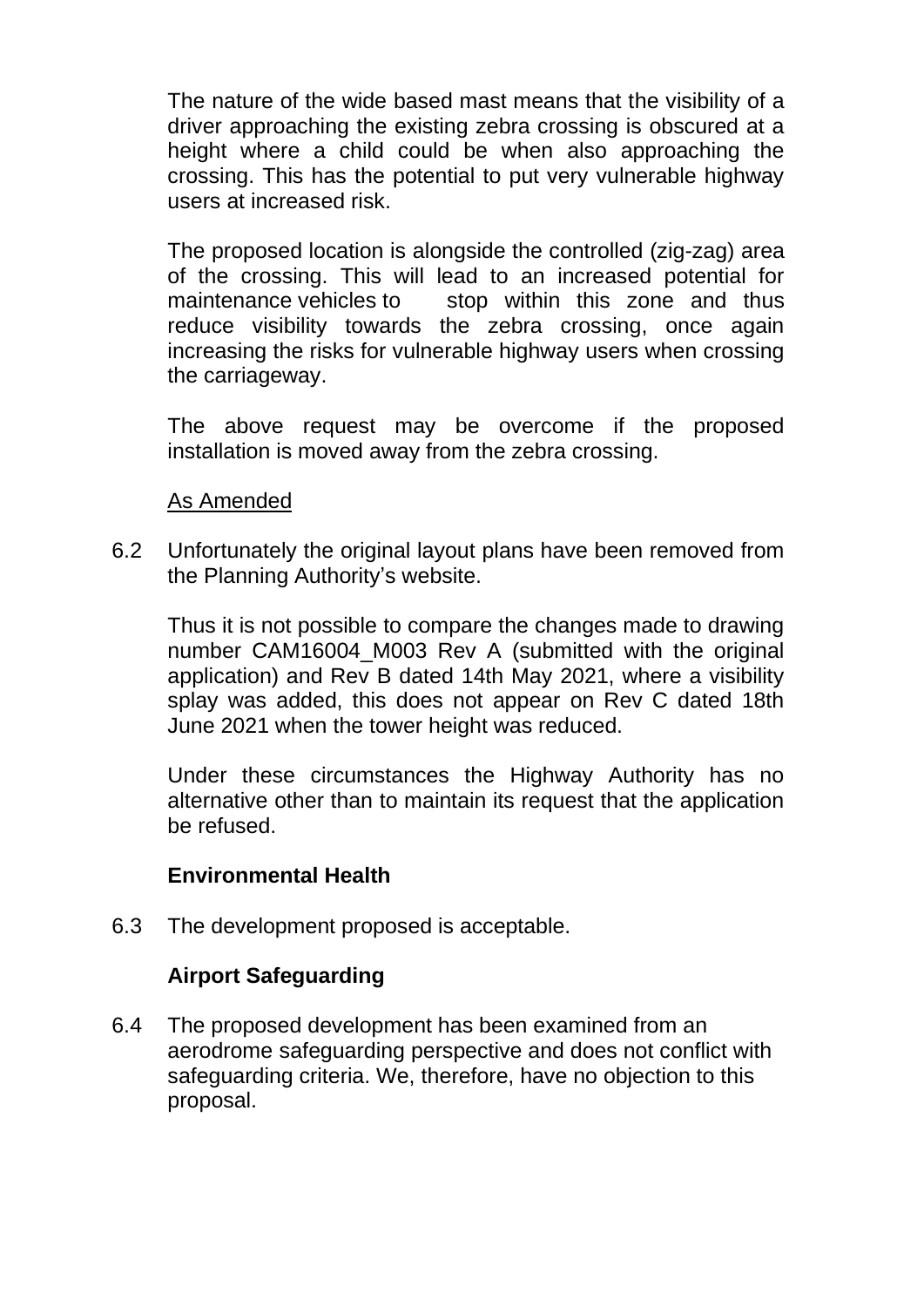The nature of the wide based mast means that the visibility of a driver approaching the existing zebra crossing is obscured at a height where a child could be when also approaching the crossing. This has the potential to put very vulnerable highway users at increased risk.

The proposed location is alongside the controlled (zig-zag) area of the crossing. This will lead to an increased potential for maintenance vehicles to stop within this zone and thus reduce visibility towards the zebra crossing, once again increasing the risks for vulnerable highway users when crossing the carriageway.

The above request may be overcome if the proposed installation is moved away from the zebra crossing.

<u>As Amended</u>

6.2 Unfortunately the original layout plans have been removed from the Planning Authority's website.

Thus it is not possible to compare the changes made to drawing number CAM16004_M003 Rev A (submitted with the original application) and Rev B dated 14th May 2021, where a visibility splay was added, this does not appear on Rev C dated 18th June 2021 when the tower height was reduced.

Under these circumstances the Highway Authority has no alternative other than to maintain its request that the application be refused.

**Environmental Health**

6.3 The development proposed is acceptable.

**Airport Safeguarding**

6.4 The proposed development has been examined from an aerodrome safeguarding perspective and does not conflict with safeguarding criteria. We, therefore, have no objection to this proposal.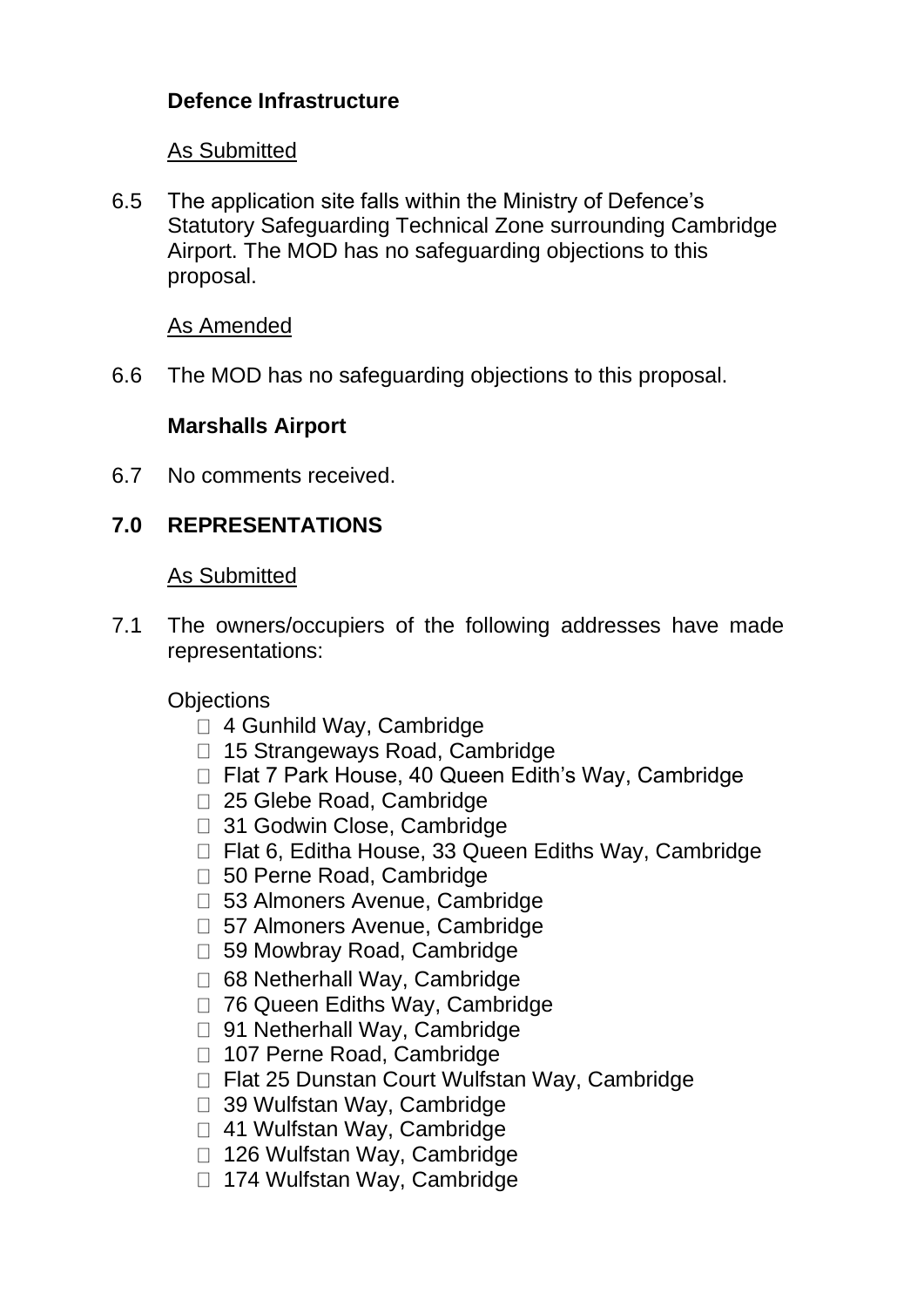**Defence Infrastructure**

As Submitted

6.5 The application site falls within the Ministry of Defence's Statutory Safeguarding Technical Zone surrounding Cambridge Airport. The MOD has no safeguarding objections to this proposal.

As Amended

6.6 The MOD has no safeguarding objections to this proposal.

**Marshalls Airport**

6.7 No comments received.

## 7.0 REPRESENTATIONS

As Submitted

7.1 The owners/occupiers of the following addresses have made representations:

Objections

- 4 Gunhild Way, Cambridge
- 15 Strangeways Road, Cambridge
- Flat 7 Park House, 40 Queen Edith's Way, Cambridge
- 25 Glebe Road, Cambridge
- 31 Godwin Close, Cambridge
- Flat 6, Editha House, 33 Queen Ediths Way, Cambridge
- 50 Perne Road, Cambridge
- 53 Almoners Avenue, Cambridge
- 57 Almoners Avenue, Cambridge
- 59 Mowbray Road, Cambridge
- 68 Netherhall Way, Cambridge
- 76 Queen Ediths Way, Cambridge
- 91 Netherhall Way, Cambridge
- 107 Perne Road, Cambridge
- Flat 25 Dunstan Court Wulfstan Way, Cambridge
- 39 Wulfstan Way, Cambridge
- 41 Wulfstan Way, Cambridge
- 126 Wulfstan Way, Cambridge
- 174 Wulfstan Way, Cambridge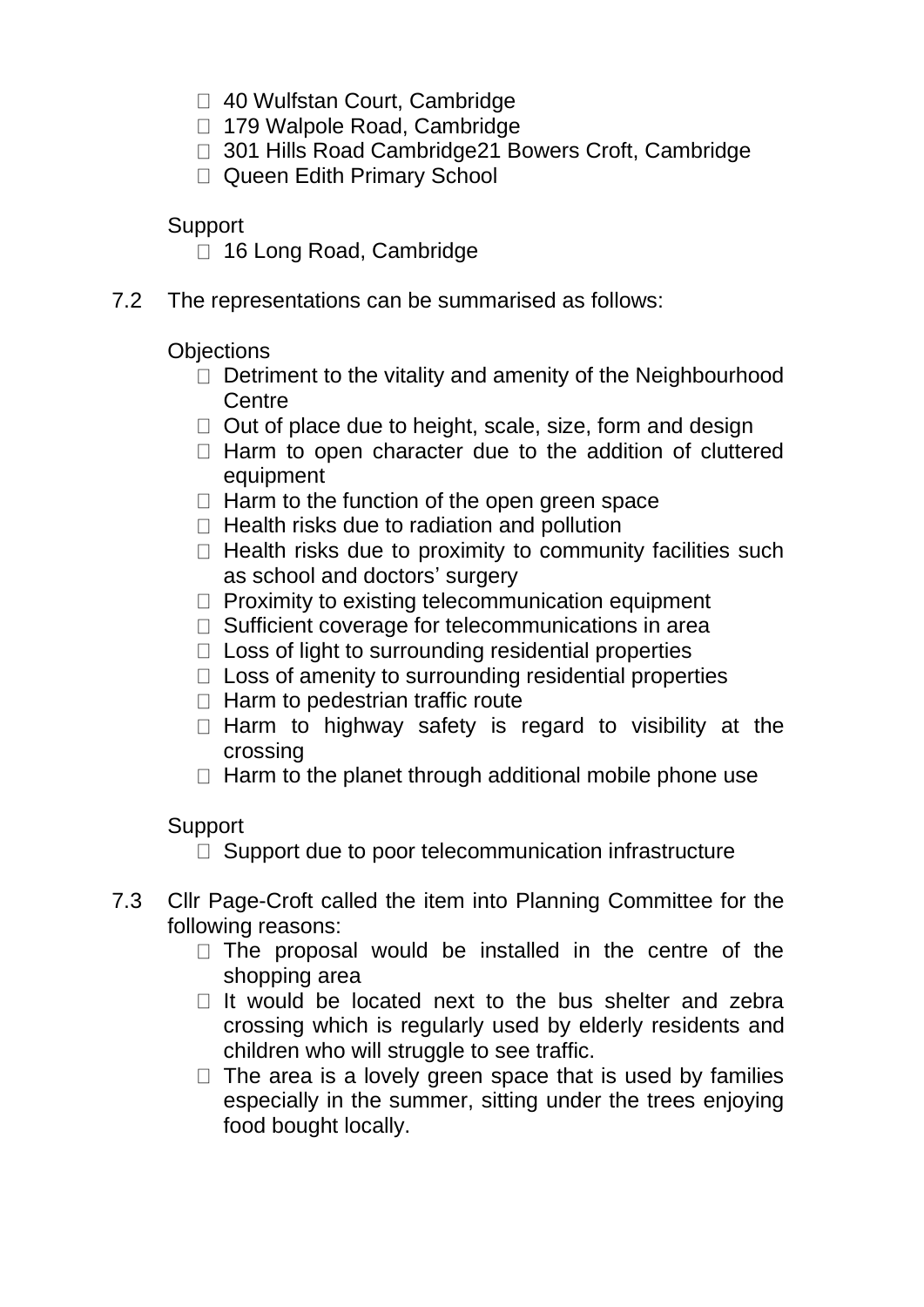- 40 Wulfstan Court, Cambridge
- 179 Walpole Road, Cambridge
- 301 Hills Road Cambridge21 Bowers Croft, Cambridge
- Queen Edith Primary School

Support

- 16 Long Road, Cambridge

7.2 The representations can be summarised as follows:

Objections

- Detriment to the vitality and amenity of the Neighbourhood Centre
- Out of place due to height, scale, size, form and design
- Harm to open character due to the addition of cluttered equipment
- Harm to the function of the open green space
- Health risks due to radiation and pollution
- Health risks due to proximity to community facilities such as school and doctors' surgery
- Proximity to existing telecommunication equipment
- Sufficient coverage for telecommunications in area
- Loss of light to surrounding residential properties
- Loss of amenity to surrounding residential properties
- Harm to pedestrian traffic route
- Harm to highway safety is regard to visibility at the crossing
- Harm to the planet through additional mobile phone use

Support

- Support due to poor telecommunication infrastructure

7.3 Cllr Page-Croft called the item into Planning Committee for the following reasons:

- The proposal would be installed in the centre of the shopping area
- It would be located next to the bus shelter and zebra crossing which is regularly used by elderly residents and children who will struggle to see traffic.
- The area is a lovely green space that is used by families especially in the summer, sitting under the trees enjoying food bought locally.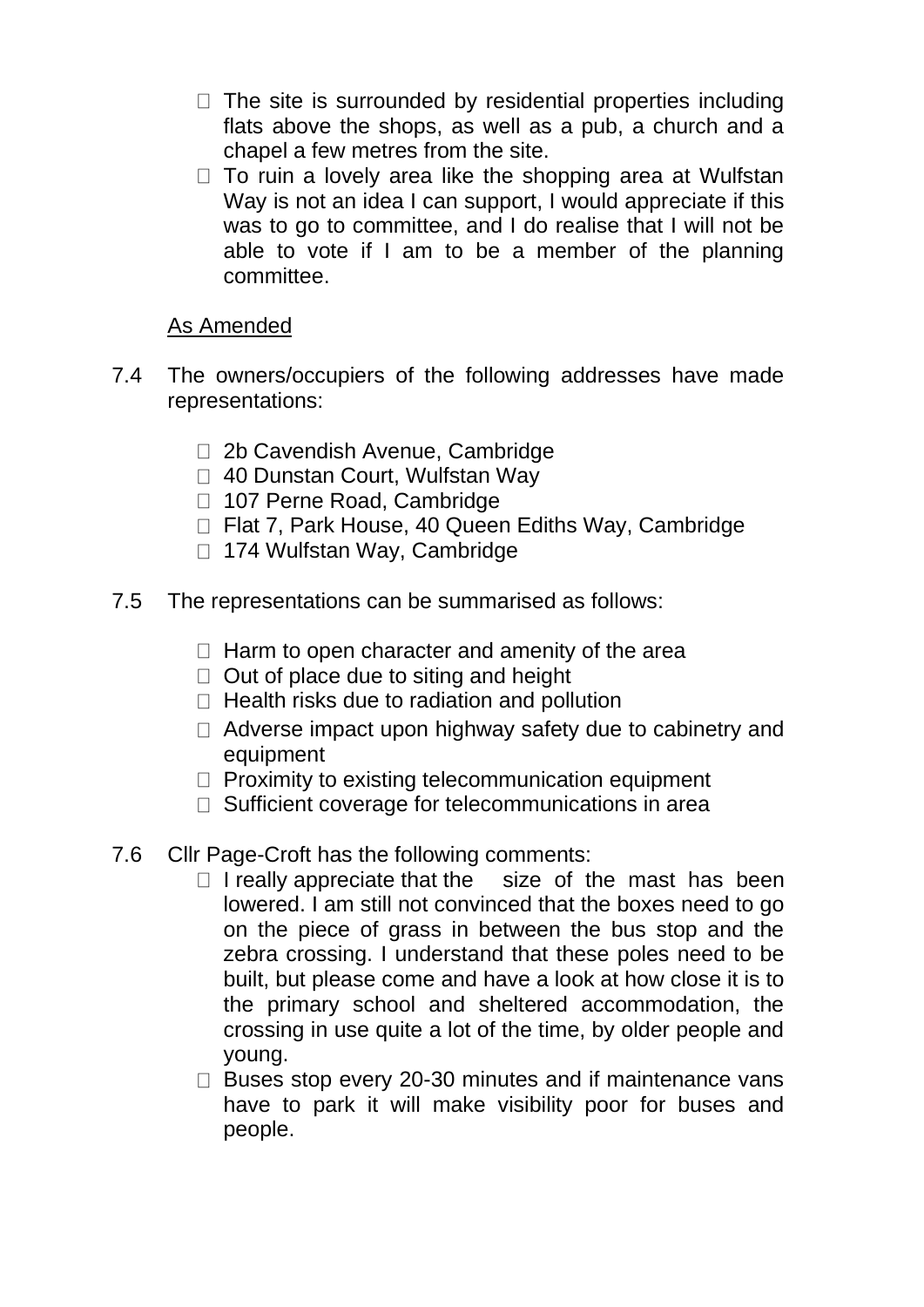- The site is surrounded by residential properties including flats above the shops, as well as a pub, a church and a chapel a few metres from the site.
- To ruin a lovely area like the shopping area at Wulfstan Way is not an idea I can support, I would appreciate if this was to go to committee, and I do realise that I will not be able to vote if I am to be a member of the planning committee.

As Amended

7.4 The owners/occupiers of the following addresses have made representations:

- 2b Cavendish Avenue, Cambridge
- 40 Dunstan Court, Wulfstan Way
- 107 Perne Road, Cambridge
- Flat 7, Park House, 40 Queen Ediths Way, Cambridge
- 174 Wulfstan Way, Cambridge

7.5 The representations can be summarised as follows:

- Harm to open character and amenity of the area
- Out of place due to siting and height
- Health risks due to radiation and pollution
- Adverse impact upon highway safety due to cabinetry and equipment
- Proximity to existing telecommunication equipment
- Sufficient coverage for telecommunications in area

7.6 Cllr Page-Croft has the following comments:

- I really appreciate that the size of the mast has been lowered. I am still not convinced that the boxes need to go on the piece of grass in between the bus stop and the zebra crossing. I understand that these poles need to be built, but please come and have a look at how close it is to the primary school and sheltered accommodation, the crossing in use quite a lot of the time, by older people and young.
- Buses stop every 20-30 minutes and if maintenance vans have to park it will make visibility poor for buses and people.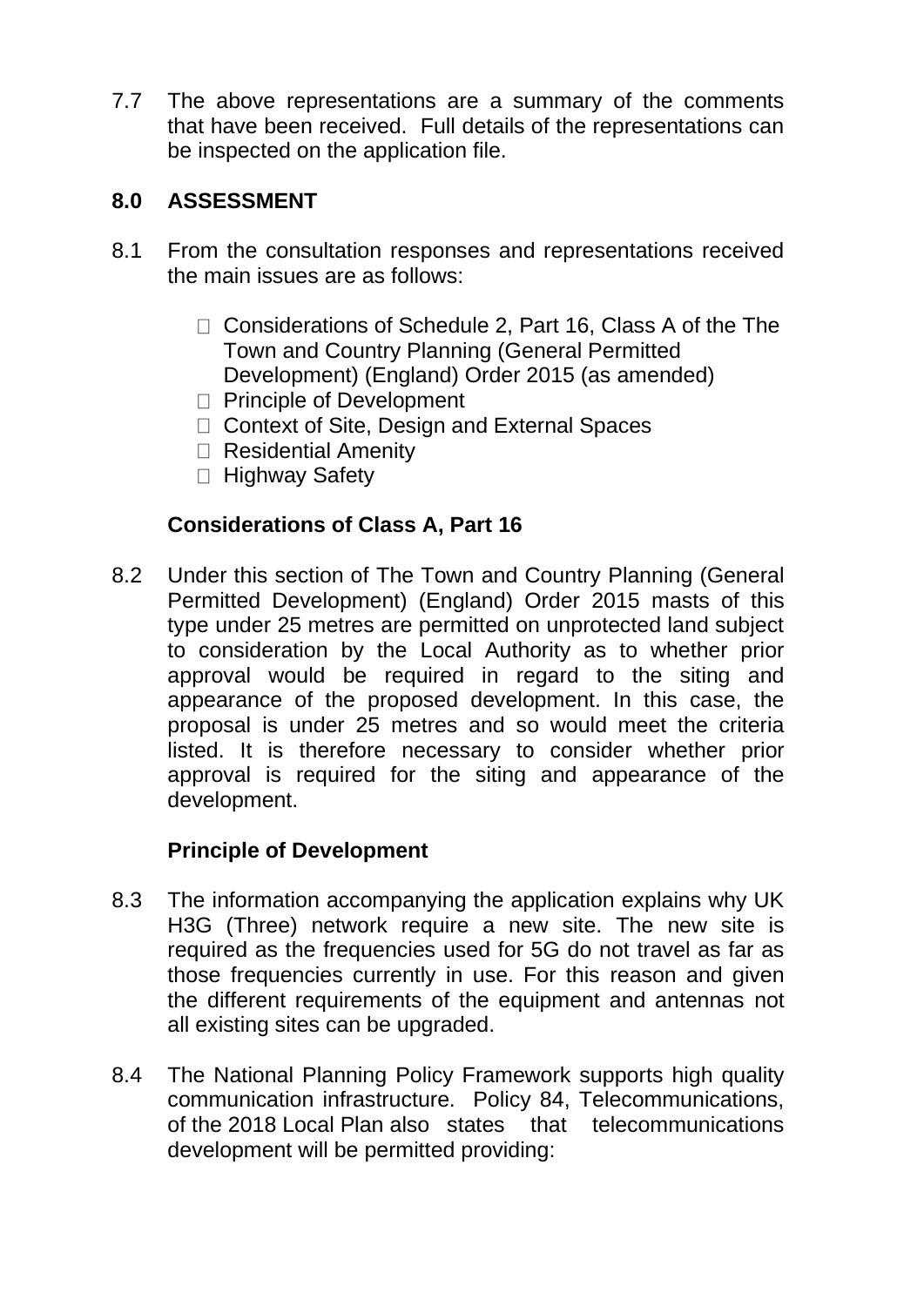7.7 The above representations are a summary of the comments that have been received. Full details of the representations can be inspected on the application file.

## 8.0 ASSESSMENT

8.1 From the consultation responses and representations received the main issues are as follows:

- Considerations of Schedule 2, Part 16, Class A of the The Town and Country Planning (General Permitted Development) (England) Order 2015 (as amended)
- Principle of Development
- Context of Site, Design and External Spaces
- Residential Amenity
- Highway Safety

### Considerations of Class A, Part 16

8.2 Under this section of The Town and Country Planning (General Permitted Development) (England) Order 2015 masts of this type under 25 metres are permitted on unprotected land subject to consideration by the Local Authority as to whether prior approval would be required in regard to the siting and appearance of the proposed development. In this case, the proposal is under 25 metres and so would meet the criteria listed. It is therefore necessary to consider whether prior approval is required for the siting and appearance of the development.

### Principle of Development

8.3 The information accompanying the application explains why UK H3G (Three) network require a new site. The new site is required as the frequencies used for 5G do not travel as far as those frequencies currently in use. For this reason and given the different requirements of the equipment and antennas not all existing sites can be upgraded.

8.4 The National Planning Policy Framework supports high quality communication infrastructure. Policy 84, Telecommunications, of the 2018 Local Plan also states that telecommunications development will be permitted providing: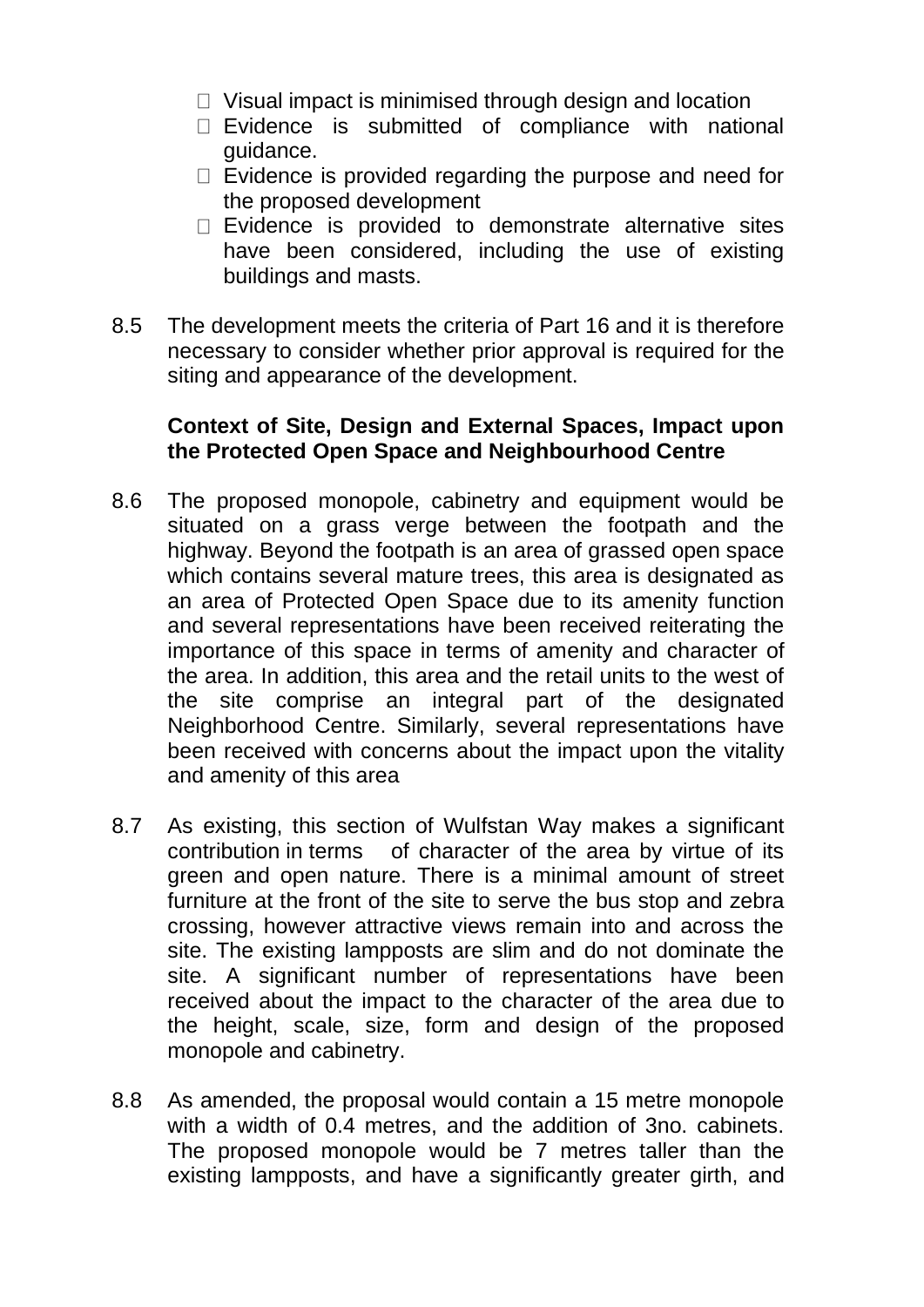- Visual impact is minimised through design and location
- Evidence is submitted of compliance with national guidance.
- Evidence is provided regarding the purpose and need for the proposed development
- Evidence is provided to demonstrate alternative sites have been considered, including the use of existing buildings and masts.

8.5 The development meets the criteria of Part 16 and it is therefore necessary to consider whether prior approval is required for the siting and appearance of the development.

**Context of Site, Design and External Spaces, Impact upon the Protected Open Space and Neighbourhood Centre**

8.6 The proposed monopole, cabinetry and equipment would be situated on a grass verge between the footpath and the highway. Beyond the footpath is an area of grassed open space which contains several mature trees, this area is designated as an area of Protected Open Space due to its amenity function and several representations have been received reiterating the importance of this space in terms of amenity and character of the area. In addition, this area and the retail units to the west of the site comprise an integral part of the designated Neighborhood Centre. Similarly, several representations have been received with concerns about the impact upon the vitality and amenity of this area

8.7 As existing, this section of Wulfstan Way makes a significant contribution in terms of character of the area by virtue of its green and open nature. There is a minimal amount of street furniture at the front of the site to serve the bus stop and zebra crossing, however attractive views remain into and across the site. The existing lampposts are slim and do not dominate the site. A significant number of representations have been received about the impact to the character of the area due to the height, scale, size, form and design of the proposed monopole and cabinetry.

8.8 As amended, the proposal would contain a 15 metre monopole with a width of 0.4 metres, and the addition of 3no. cabinets. The proposed monopole would be 7 metres taller than the existing lampposts, and have a significantly greater girth, and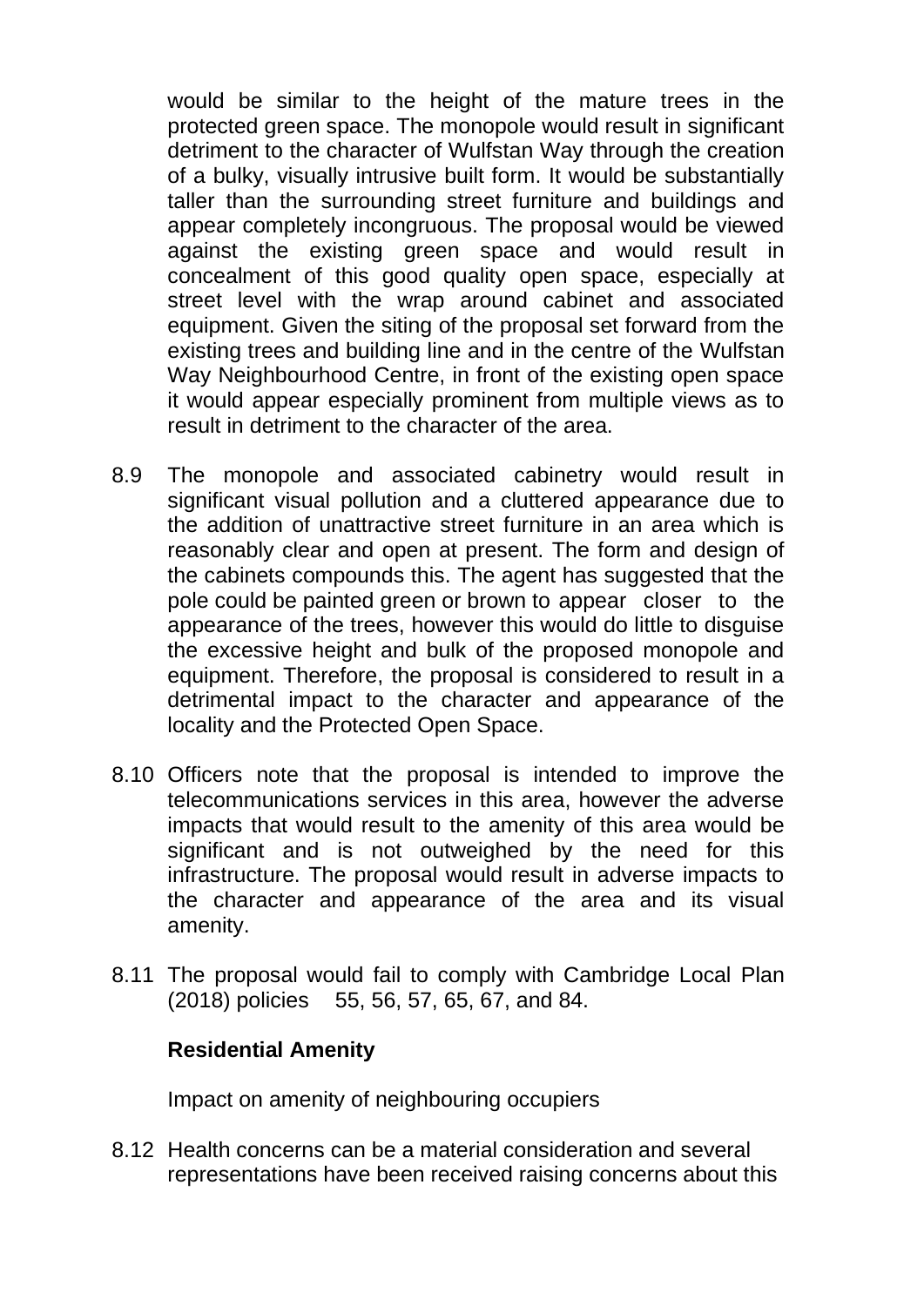would be similar to the height of the mature trees in the protected green space. The monopole would result in significant detriment to the character of Wulfstan Way through the creation of a bulky, visually intrusive built form. It would be substantially taller than the surrounding street furniture and buildings and appear completely incongruous. The proposal would be viewed against the existing green space and would result in concealment of this good quality open space, especially at street level with the wrap around cabinet and associated equipment. Given the siting of the proposal set forward from the existing trees and building line and in the centre of the Wulfstan Way Neighbourhood Centre, in front of the existing open space it would appear especially prominent from multiple views as to result in detriment to the character of the area.

8.9 The monopole and associated cabinetry would result in significant visual pollution and a cluttered appearance due to the addition of unattractive street furniture in an area which is reasonably clear and open at present. The form and design of the cabinets compounds this. The agent has suggested that the pole could be painted green or brown to appear closer to the appearance of the trees, however this would do little to disguise the excessive height and bulk of the proposed monopole and equipment. Therefore, the proposal is considered to result in a detrimental impact to the character and appearance of the locality and the Protected Open Space.

8.10 Officers note that the proposal is intended to improve the telecommunications services in this area, however the adverse impacts that would result to the amenity of this area would be significant and is not outweighed by the need for this infrastructure. The proposal would result in adverse impacts to the character and appearance of the area and its visual amenity.

8.11 The proposal would fail to comply with Cambridge Local Plan (2018) policies 55, 56, 57, 65, 67, and 84.

**Residential Amenity**

Impact on amenity of neighbouring occupiers

8.12 Health concerns can be a material consideration and several representations have been received raising concerns about this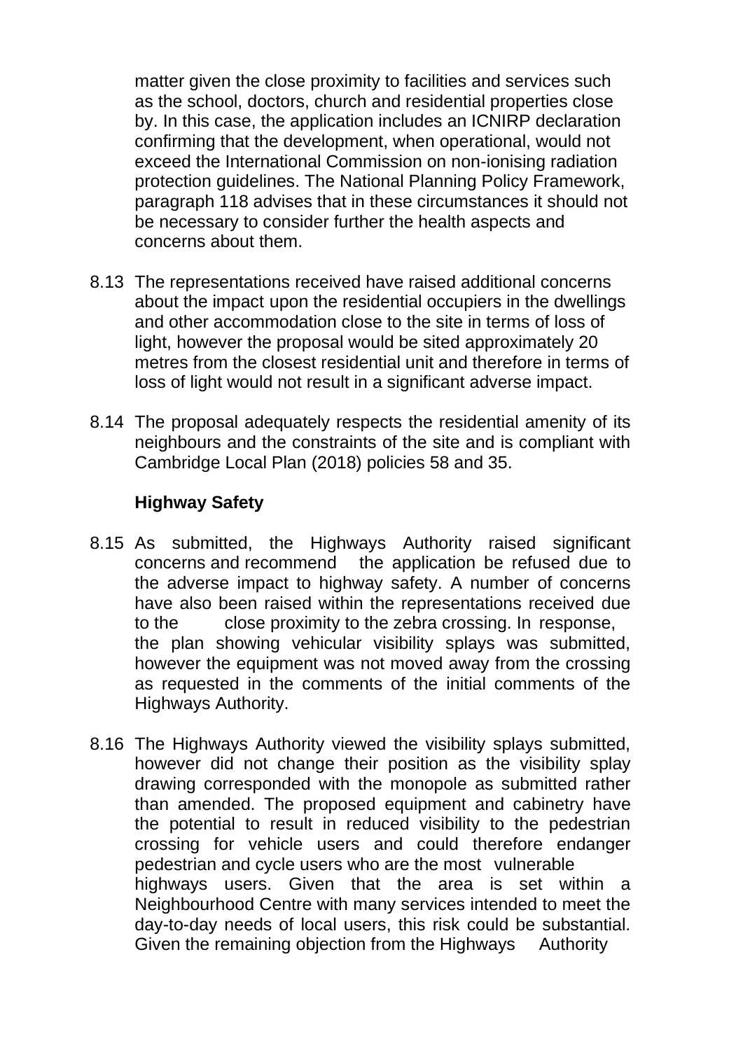matter given the close proximity to facilities and services such as the school, doctors, church and residential properties close by. In this case, the application includes an ICNIRP declaration confirming that the development, when operational, would not exceed the International Commission on non-ionising radiation protection guidelines. The National Planning Policy Framework, paragraph 118 advises that in these circumstances it should not be necessary to consider further the health aspects and concerns about them.

8.13 The representations received have raised additional concerns about the impact upon the residential occupiers in the dwellings and other accommodation close to the site in terms of loss of light, however the proposal would be sited approximately 20 metres from the closest residential unit and therefore in terms of loss of light would not result in a significant adverse impact.

8.14 The proposal adequately respects the residential amenity of its neighbours and the constraints of the site and is compliant with Cambridge Local Plan (2018) policies 58 and 35.

**Highway Safety**

8.15 As submitted, the Highways Authority raised significant concerns and recommend the application be refused due to the adverse impact to highway safety. A number of concerns have also been raised within the representations received due to the close proximity to the zebra crossing. In response, the plan showing vehicular visibility splays was submitted, however the equipment was not moved away from the crossing as requested in the comments of the initial comments of the Highways Authority.

8.16 The Highways Authority viewed the visibility splays submitted, however did not change their position as the visibility splay drawing corresponded with the monopole as submitted rather than amended. The proposed equipment and cabinetry have the potential to result in reduced visibility to the pedestrian crossing for vehicle users and could therefore endanger pedestrian and cycle users who are the most vulnerable highways users. Given that the area is set within a Neighbourhood Centre with many services intended to meet the day-to-day needs of local users, this risk could be substantial. Given the remaining objection from the Highways Authority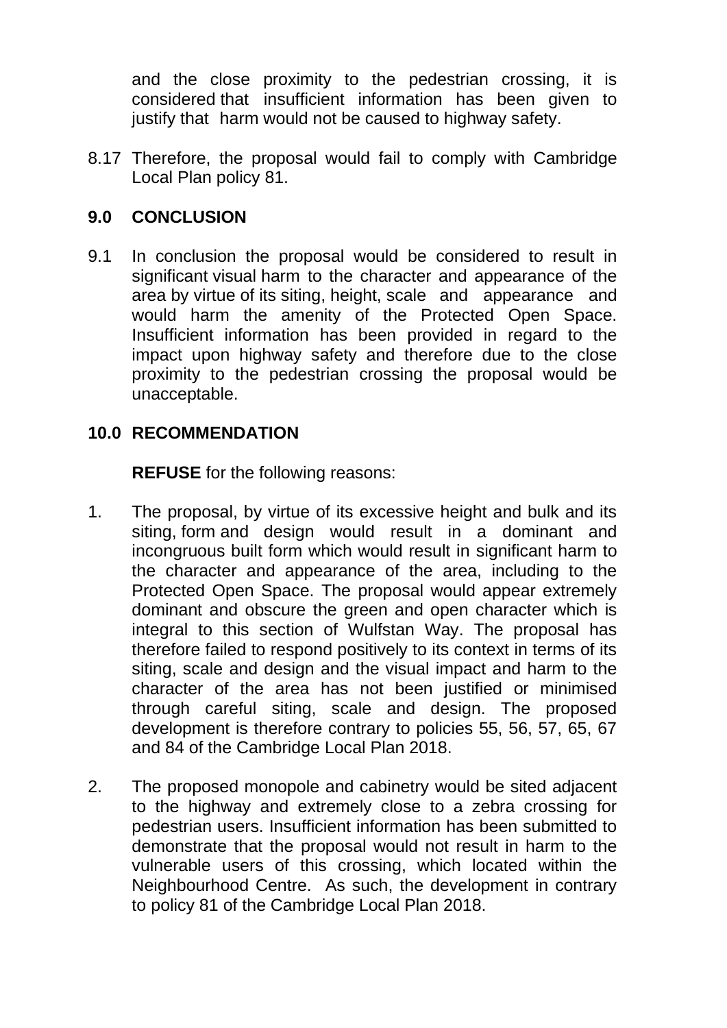and the close proximity to the pedestrian crossing, it is considered that insufficient information has been given to justify that harm would not be caused to highway safety.

8.17 Therefore, the proposal would fail to comply with Cambridge Local Plan policy 81.

## 9.0 CONCLUSION

9.1 In conclusion the proposal would be considered to result in significant visual harm to the character and appearance of the area by virtue of its siting, height, scale and appearance and would harm the amenity of the Protected Open Space. Insufficient information has been provided in regard to the impact upon highway safety and therefore due to the close proximity to the pedestrian crossing the proposal would be unacceptable.

## 10.0 RECOMMENDATION

**REFUSE** for the following reasons:

1. The proposal, by virtue of its excessive height and bulk and its siting, form and design would result in a dominant and incongruous built form which would result in significant harm to the character and appearance of the area, including to the Protected Open Space. The proposal would appear extremely dominant and obscure the green and open character which is integral to this section of Wulfstan Way. The proposal has therefore failed to respond positively to its context in terms of its siting, scale and design and the visual impact and harm to the character of the area has not been justified or minimised through careful siting, scale and design. The proposed development is therefore contrary to policies 55, 56, 57, 65, 67 and 84 of the Cambridge Local Plan 2018.

2. The proposed monopole and cabinetry would be sited adjacent to the highway and extremely close to a zebra crossing for pedestrian users. Insufficient information has been submitted to demonstrate that the proposal would not result in harm to the vulnerable users of this crossing, which located within the Neighbourhood Centre. As such, the development in contrary to policy 81 of the Cambridge Local Plan 2018.